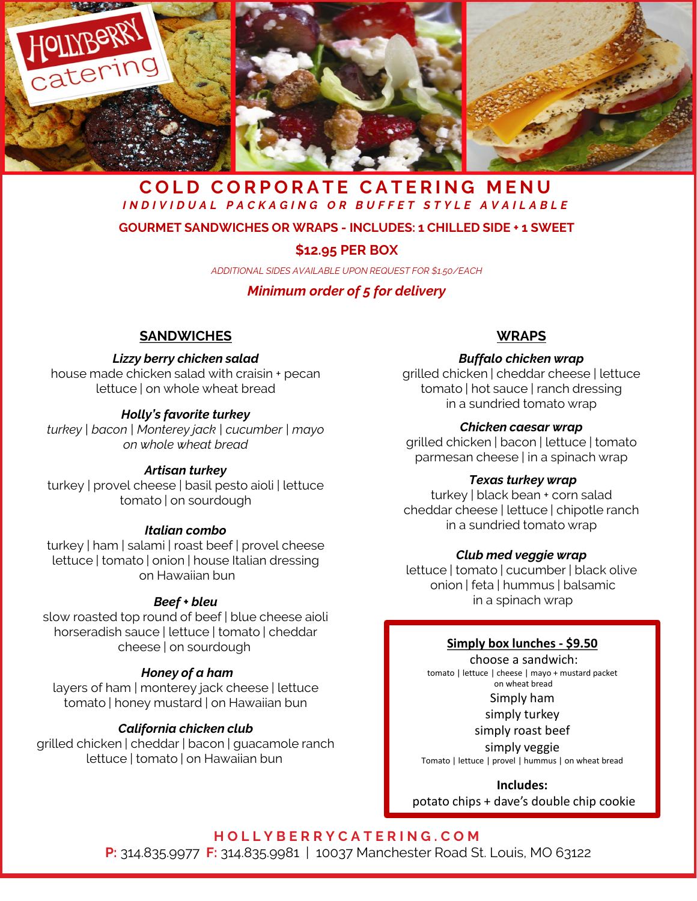# COLD CORPORATE CATERING MENU

***INDIVIDUAL PACKAGING OR BUFFET STYLE AVAILABLE***

**GOURMET SANDWICHES OR WRAPS - INCLUDES: 1 CHILLED SIDE + 1 SWEET**

**$12.95 PER BOX**

*ADDITIONAL SIDES AVAILABLE UPON REQUEST FOR $1.50/EACH*

***Minimum order of 5 for delivery***

## SANDWICHES

***Lizzy berry chicken salad***
house made chicken salad with craisin + pecan
lettuce | on whole wheat bread

***Holly's favorite turkey***
*turkey | bacon | Monterey jack | cucumber | mayo*
*on whole wheat bread*

***Artisan turkey***
turkey | provel cheese | basil pesto aioli | lettuce
tomato | on sourdough

***Italian combo***
turkey | ham | salami | roast beef | provel cheese
lettuce | tomato | onion | house Italian dressing
on Hawaiian bun

***Beef + bleu***
slow roasted top round of beef | blue cheese aioli
horseradish sauce | lettuce | tomato | cheddar
cheese | on sourdough

***Honey of a ham***
layers of ham | monterey jack cheese | lettuce
tomato | honey mustard | on Hawaiian bun

***California chicken club***
grilled chicken | cheddar | bacon | guacamole ranch
lettuce | tomato | on Hawaiian bun

## WRAPS

***Buffalo chicken wrap***
grilled chicken | cheddar cheese | lettuce
tomato | hot sauce | ranch dressing
in a sundried tomato wrap

***Chicken caesar wrap***
grilled chicken | bacon | lettuce | tomato
parmesan cheese | in a spinach wrap

***Texas turkey wrap***
turkey | black bean + corn salad
cheddar cheese | lettuce | chipotle ranch
in a sundried tomato wrap

***Club med veggie wrap***
lettuce | tomato | cucumber | black olive
onion | feta | hummus | balsamic
in a spinach wrap

**Simply box lunches - $9.50**

choose a sandwich:
tomato | lettuce | cheese | mayo + mustard packet
on wheat bread

Simply ham
simply turkey
simply roast beef
simply veggie
Tomato | lettuce | provel | hummus | on wheat bread

**Includes:**
potato chips + dave's double chip cookie

**HOLLYBERRYCATERING.COM**

**P:** 314.835.9977 **F:** 314.835.9981 | 10037 Manchester Road St. Louis, MO 63122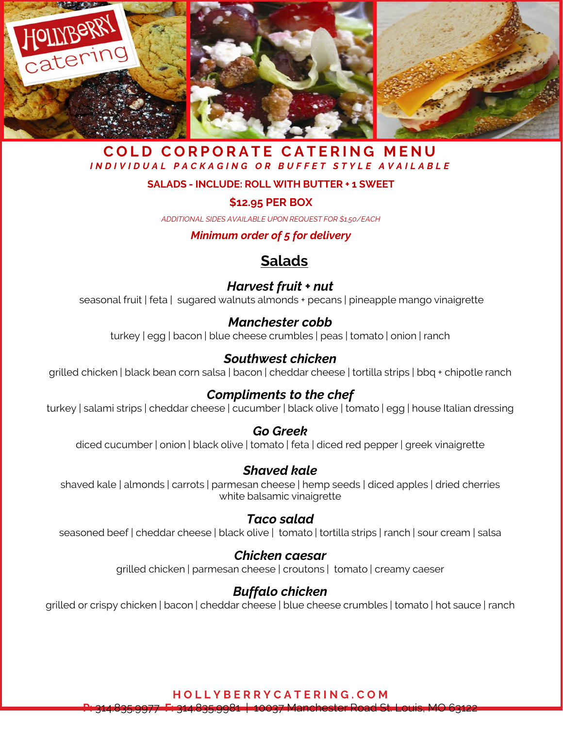# COLD CORPORATE CATERING MENU

***INDIVIDUAL PACKAGING OR BUFFET STYLE AVAILABLE***

**SALADS - INCLUDE: ROLL WITH BUTTER + 1 SWEET**

**$12.95 PER BOX**

*ADDITIONAL SIDES AVAILABLE UPON REQUEST FOR $1.50/EACH*

***Minimum order of 5 for delivery***

## Salads

### *Harvest fruit + nut*
seasonal fruit | feta | sugared walnuts almonds + pecans | pineapple mango vinaigrette

### *Manchester cobb*
turkey | egg | bacon | blue cheese crumbles | peas | tomato | onion | ranch

### *Southwest chicken*
grilled chicken | black bean corn salsa | bacon | cheddar cheese | tortilla strips | bbq + chipotle ranch

### *Compliments to the chef*
turkey | salami strips | cheddar cheese | cucumber | black olive | tomato | egg | house Italian dressing

### *Go Greek*
diced cucumber | onion | black olive | tomato | feta | diced red pepper | greek vinaigrette

### *Shaved kale*
shaved kale | almonds | carrots | parmesan cheese | hemp seeds | diced apples | dried cherries
white balsamic vinaigrette

### *Taco salad*
seasoned beef | cheddar cheese | black olive | tomato | tortilla strips | ranch | sour cream | salsa

### *Chicken caesar*
grilled chicken | parmesan cheese | croutons | tomato | creamy caeser

### *Buffalo chicken*
grilled or crispy chicken | bacon | cheddar cheese | blue cheese crumbles | tomato | hot sauce | ranch

HOLLYBERRYCATERING.COM

P: 314.835.9977 F: 314.835.9981 | 10037 Manchester Road St. Louis, MO 63122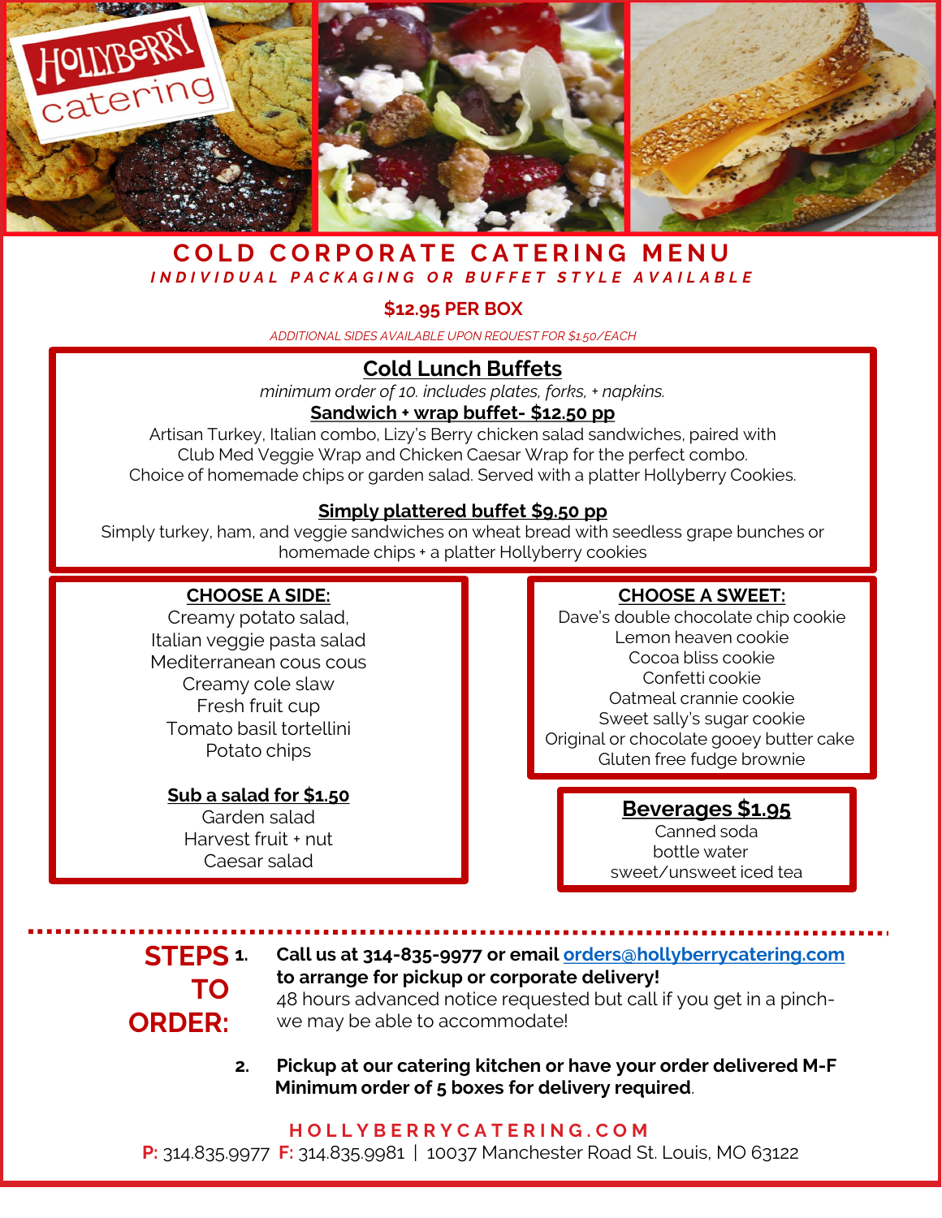# COLD CORPORATE CATERING MENU

***INDIVIDUAL PACKAGING OR BUFFET STYLE AVAILABLE***

**$12.95 PER BOX**

*ADDITIONAL SIDES AVAILABLE UPON REQUEST FOR $1.50/EACH*

## Cold Lunch Buffets

*minimum order of 10. includes plates, forks, + napkins.*

**Sandwich + wrap buffet- $12.50 pp**

Artisan Turkey, Italian combo, Lizy's Berry chicken salad sandwiches, paired with Club Med Veggie Wrap and Chicken Caesar Wrap for the perfect combo. Choice of homemade chips or garden salad. Served with a platter Hollyberry Cookies.

**Simply plattered buffet $9.50 pp**

Simply turkey, ham, and veggie sandwiches on wheat bread with seedless grape bunches or homemade chips + a platter Hollyberry cookies

### CHOOSE A SIDE:

Creamy potato salad,
Italian veggie pasta salad
Mediterranean cous cous
Creamy cole slaw
Fresh fruit cup
Tomato basil tortellini
Potato chips

**Sub a salad for $1.50**

Garden salad
Harvest fruit + nut
Caesar salad

### CHOOSE A SWEET:

Dave's double chocolate chip cookie
Lemon heaven cookie
Cocoa bliss cookie
Confetti cookie
Oatmeal crannie cookie
Sweet sally's sugar cookie
Original or chocolate gooey butter cake
Gluten free fudge brownie

### Beverages $1.95

Canned soda
bottle water
sweet/unsweet iced tea

## STEPS TO ORDER:

1. **Call us at 314-835-9977 or email orders@hollyberrycatering.com to arrange for pickup or corporate delivery!**
   48 hours advanced notice requested but call if you get in a pinch- we may be able to accommodate!
2. **Pickup at our catering kitchen or have your order delivered M-F Minimum order of 5 boxes for delivery required**.

HOLLYBERRYCATERING.COM

P: 314.835.9977 F: 314.835.9981 | 10037 Manchester Road St. Louis, MO 63122